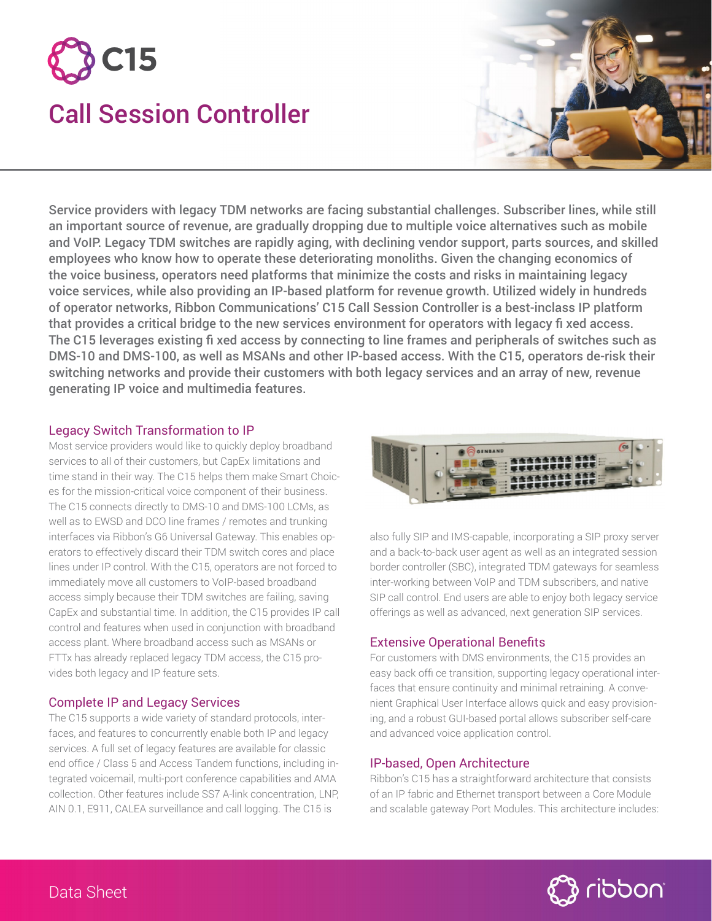# C15

## Call Session Controller

**Service providers with legacy TDM networks are facing substantial challenges. Subscriber lines, while still an important source of revenue, are gradually dropping due to multiple voice alternatives such as mobile and VoIP. Legacy TDM switches are rapidly aging, with declining vendor support, parts sources, and skilled employees who know how to operate these deteriorating monoliths. Given the changing economics of the voice business, operators need platforms that minimize the costs and risks in maintaining legacy voice services, while also providing an IP-based platform for revenue growth. Utilized widely in hundreds of operator networks, Ribbon Communications' C15 Call Session Controller is a best-inclass IP platform that provides a critical bridge to the new services environment for operators with legacy fi xed access. The C15 leverages existing fi xed access by connecting to line frames and peripherals of switches such as DMS-10 and DMS-100, as well as MSANs and other IP-based access. With the C15, operators de-risk their switching networks and provide their customers with both legacy services and an array of new, revenue generating IP voice and multimedia features.**

### Legacy Switch Transformation to IP

Most service providers would like to quickly deploy broadband services to all of their customers, but CapEx limitations and time stand in their way. The C15 helps them make Smart Choices for the mission-critical voice component of their business. The C15 connects directly to DMS-10 and DMS-100 LCMs, as well as to EWSD and DCO line frames / remotes and trunking interfaces via Ribbon's G6 Universal Gateway. This enables operators to effectively discard their TDM switch cores and place lines under IP control. With the C15, operators are not forced to immediately move all customers to VoIP-based broadband access simply because their TDM switches are failing, saving CapEx and substantial time. In addition, the C15 provides IP call control and features when used in conjunction with broadband access plant. Where broadband access such as MSANs or FTTx has already replaced legacy TDM access, the C15 provides both legacy and IP feature sets.

### Complete IP and Legacy Services

The C15 supports a wide variety of standard protocols, interfaces, and features to concurrently enable both IP and legacy services. A full set of legacy features are available for classic end office / Class 5 and Access Tandem functions, including integrated voicemail, multi-port conference capabilities and AMA collection. Other features include SS7 A-link concentration, LNP, AIN 0.1, E911, CALEA surveillance and call logging. The C15 is also fully SIP and IMS-capable, incorporating a SIP proxy server and a back-to-back user agent as well as an integrated session border controller (SBC), integrated TDM gateways for seamless inter-working between VoIP and TDM subscribers, and native SIP call control. End users are able to enjoy both legacy service offerings as well as advanced, next generation SIP services.

### Extensive Operational Benefits

For customers with DMS environments, the C15 provides an easy back offi ce transition, supporting legacy operational interfaces that ensure continuity and minimal retraining. A convenient Graphical User Interface allows quick and easy provisioning, and a robust GUI-based portal allows subscriber self-care and advanced voice application control.

### IP-based, Open Architecture

Ribbon's C15 has a straightforward architecture that consists of an IP fabric and Ethernet transport between a Core Module and scalable gateway Port Modules. This architecture includes:

Data Sheet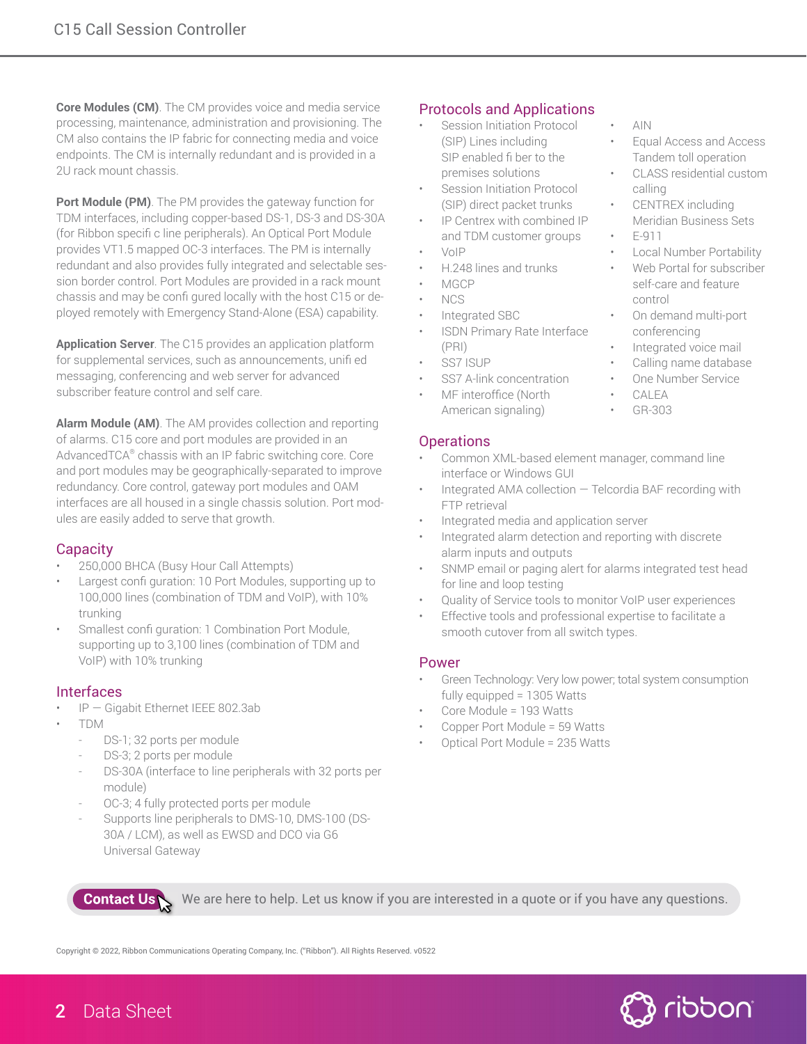**Core Modules (CM)**. The CM provides voice and media service processing, maintenance, administration and provisioning. The CM also contains the IP fabric for connecting media and voice endpoints. The CM is internally redundant and is provided in a 2U rack mount chassis.

**Port Module (PM)**. The PM provides the gateway function for TDM interfaces, including copper-based DS-1, DS-3 and DS-30A (for Ribbon specifi c line peripherals). An Optical Port Module provides VT1.5 mapped OC-3 interfaces. The PM is internally redundant and also provides fully integrated and selectable session border control. Port Modules are provided in a rack mount chassis and may be confi gured locally with the host C15 or deployed remotely with Emergency Stand-Alone (ESA) capability.

**Application Server**. The C15 provides an application platform for supplemental services, such as announcements, unifi ed messaging, conferencing and web server for advanced subscriber feature control and self care.

**Alarm Module (AM)**. The AM provides collection and reporting of alarms. C15 core and port modules are provided in an AdvancedTCA® chassis with an IP fabric switching core. Core and port modules may be geographically-separated to improve redundancy. Core control, gateway port modules and OAM interfaces are all housed in a single chassis solution. Port modules are easily added to serve that growth.

## Capacity

- 250,000 BHCA (Busy Hour Call Attempts)
- Largest confi guration: 10 Port Modules, supporting up to 100,000 lines (combination of TDM and VoIP), with 10% trunking
- Smallest confi guration: 1 Combination Port Module, supporting up to 3,100 lines (combination of TDM and VoIP) with 10% trunking

## Interfaces

- IP — Gigabit Ethernet IEEE 802.3ab
- TDM
  - DS-1; 32 ports per module
  - DS-3; 2 ports per module
  - DS-30A (interface to line peripherals with 32 ports per module)
  - OC-3; 4 fully protected ports per module
  - Supports line peripherals to DMS-10, DMS-100 (DS-30A / LCM), as well as EWSD and DCO via G6 Universal Gateway

## Protocols and Applications

- Session Initiation Protocol (SIP) Lines including SIP enabled fi ber to the premises solutions
- Session Initiation Protocol (SIP) direct packet trunks
- IP Centrex with combined IP and TDM customer groups
- VoIP
- H.248 lines and trunks
- MGCP
- NCS
- Integrated SBC
- ISDN Primary Rate Interface (PRI)
- SS7 ISUP
- SS7 A-link concentration
- MF interoffice (North American signaling)
- AIN
- Equal Access and Access Tandem toll operation
- CLASS residential custom calling
- CENTREX including Meridian Business Sets
- E-911
- Local Number Portability
- Web Portal for subscriber self-care and feature control
- On demand multi-port conferencing
- Integrated voice mail
- Calling name database
- One Number Service
- CALEA
- GR-303

## Operations

- Common XML-based element manager, command line interface or Windows GUI
- Integrated AMA collection — Telcordia BAF recording with FTP retrieval
- Integrated media and application server
- Integrated alarm detection and reporting with discrete alarm inputs and outputs
- SNMP email or paging alert for alarms integrated test head for line and loop testing
- Quality of Service tools to monitor VoIP user experiences
- Effective tools and professional expertise to facilitate a smooth cutover from all switch types.

## Power

- Green Technology: Very low power; total system consumption fully equipped = 1305 Watts
- Core Module = 193 Watts
- Copper Port Module = 59 Watts
- Optical Port Module = 235 Watts

**Contact Us** We are here to help. Let us know if you are interested in a quote or if you have any questions.

Copyright © 2022, Ribbon Communications Operating Company, Inc. ("Ribbon"). All Rights Reserved. v0522